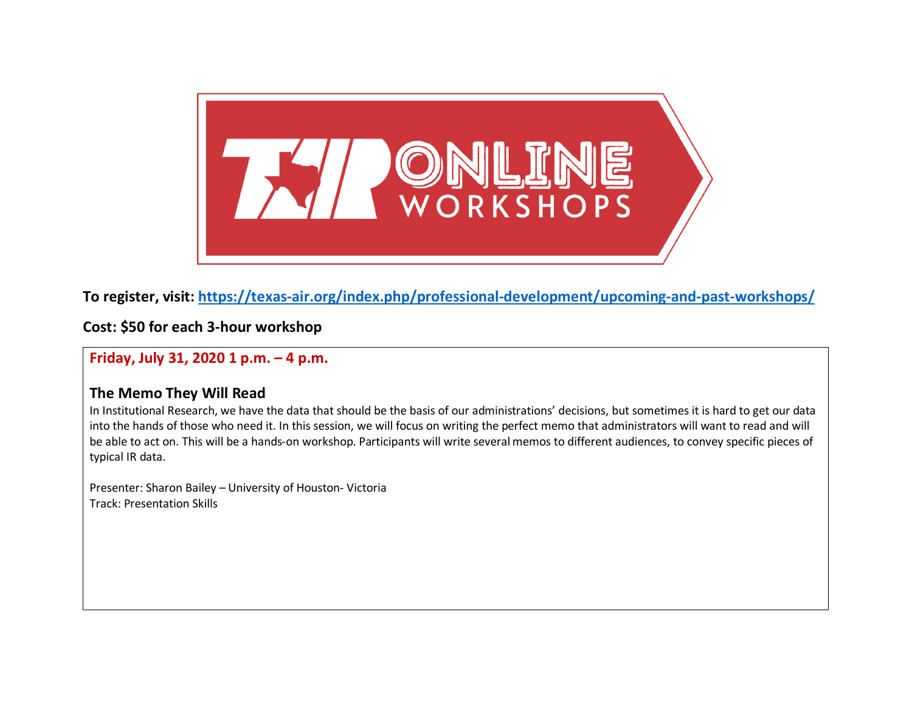TAIR ONLINE WORKSHOPS

**To register, visit: https://texas-air.org/index.php/professional-development/upcoming-and-past-workshops/**

**Cost: $50 for each 3-hour workshop**

**Friday, July 31, 2020 1 p.m. – 4 p.m.**

### The Memo They Will Read

In Institutional Research, we have the data that should be the basis of our administrations' decisions, but sometimes it is hard to get our data into the hands of those who need it. In this session, we will focus on writing the perfect memo that administrators will want to read and will be able to act on. This will be a hands-on workshop. Participants will write several memos to different audiences, to convey specific pieces of typical IR data.

Presenter: Sharon Bailey – University of Houston- Victoria
Track: Presentation Skills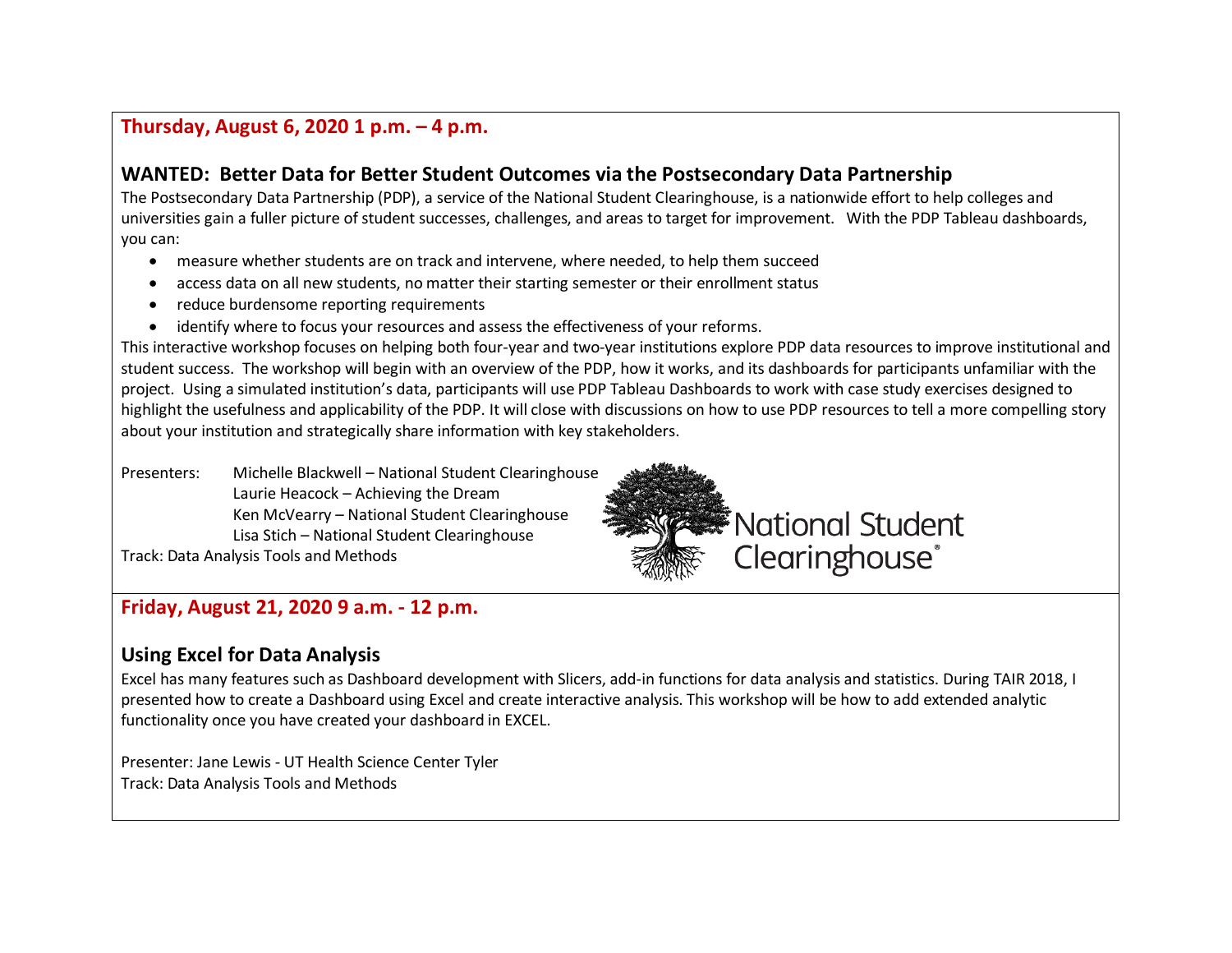**Thursday, August 6, 2020 1 p.m. – 4 p.m.**

## WANTED: Better Data for Better Student Outcomes via the Postsecondary Data Partnership

The Postsecondary Data Partnership (PDP), a service of the National Student Clearinghouse, is a nationwide effort to help colleges and universities gain a fuller picture of student successes, challenges, and areas to target for improvement. With the PDP Tableau dashboards, you can:

- measure whether students are on track and intervene, where needed, to help them succeed
- access data on all new students, no matter their starting semester or their enrollment status
- reduce burdensome reporting requirements
- identify where to focus your resources and assess the effectiveness of your reforms.

This interactive workshop focuses on helping both four-year and two-year institutions explore PDP data resources to improve institutional and student success. The workshop will begin with an overview of the PDP, how it works, and its dashboards for participants unfamiliar with the project. Using a simulated institution's data, participants will use PDP Tableau Dashboards to work with case study exercises designed to highlight the usefulness and applicability of the PDP. It will close with discussions on how to use PDP resources to tell a more compelling story about your institution and strategically share information with key stakeholders.

Presenters: Michelle Blackwell – National Student Clearinghouse
Laurie Heacock – Achieving the Dream
Ken McVearry – National Student Clearinghouse
Lisa Stich – National Student Clearinghouse

Track: Data Analysis Tools and Methods

**Friday, August 21, 2020 9 a.m. - 12 p.m.**

## Using Excel for Data Analysis

Excel has many features such as Dashboard development with Slicers, add-in functions for data analysis and statistics. During TAIR 2018, I presented how to create a Dashboard using Excel and create interactive analysis. This workshop will be how to add extended analytic functionality once you have created your dashboard in EXCEL.

Presenter: Jane Lewis - UT Health Science Center Tyler

Track: Data Analysis Tools and Methods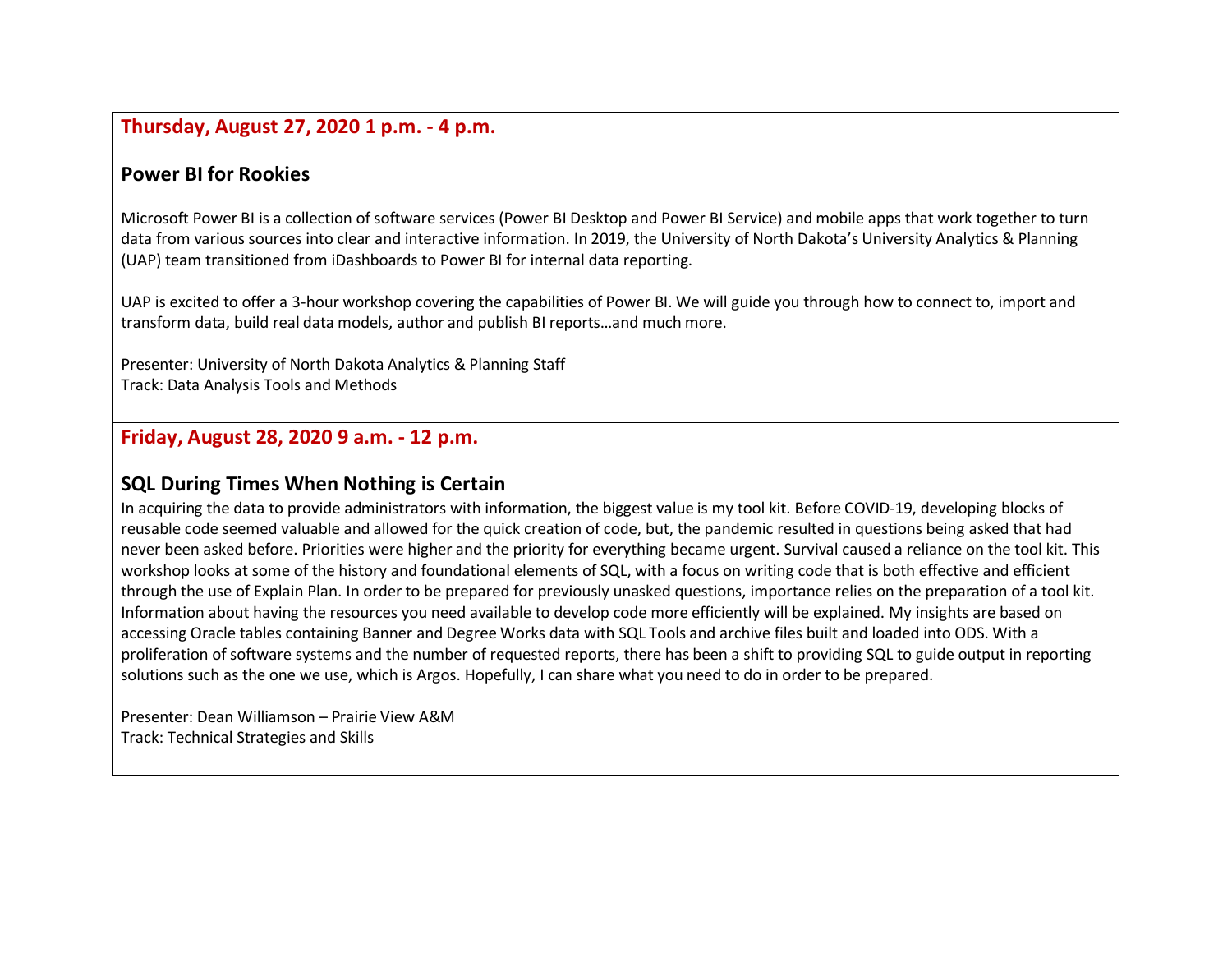**Thursday, August 27, 2020 1 p.m. - 4 p.m.**

## Power BI for Rookies

Microsoft Power BI is a collection of software services (Power BI Desktop and Power BI Service) and mobile apps that work together to turn data from various sources into clear and interactive information. In 2019, the University of North Dakota's University Analytics & Planning (UAP) team transitioned from iDashboards to Power BI for internal data reporting.

UAP is excited to offer a 3-hour workshop covering the capabilities of Power BI. We will guide you through how to connect to, import and transform data, build real data models, author and publish BI reports…and much more.

Presenter: University of North Dakota Analytics & Planning Staff
Track: Data Analysis Tools and Methods

**Friday, August 28, 2020 9 a.m. - 12 p.m.**

## SQL During Times When Nothing is Certain

In acquiring the data to provide administrators with information, the biggest value is my tool kit. Before COVID-19, developing blocks of reusable code seemed valuable and allowed for the quick creation of code, but, the pandemic resulted in questions being asked that had never been asked before. Priorities were higher and the priority for everything became urgent. Survival caused a reliance on the tool kit. This workshop looks at some of the history and foundational elements of SQL, with a focus on writing code that is both effective and efficient through the use of Explain Plan. In order to be prepared for previously unasked questions, importance relies on the preparation of a tool kit. Information about having the resources you need available to develop code more efficiently will be explained. My insights are based on accessing Oracle tables containing Banner and Degree Works data with SQL Tools and archive files built and loaded into ODS. With a proliferation of software systems and the number of requested reports, there has been a shift to providing SQL to guide output in reporting solutions such as the one we use, which is Argos. Hopefully, I can share what you need to do in order to be prepared.

Presenter: Dean Williamson – Prairie View A&M
Track: Technical Strategies and Skills